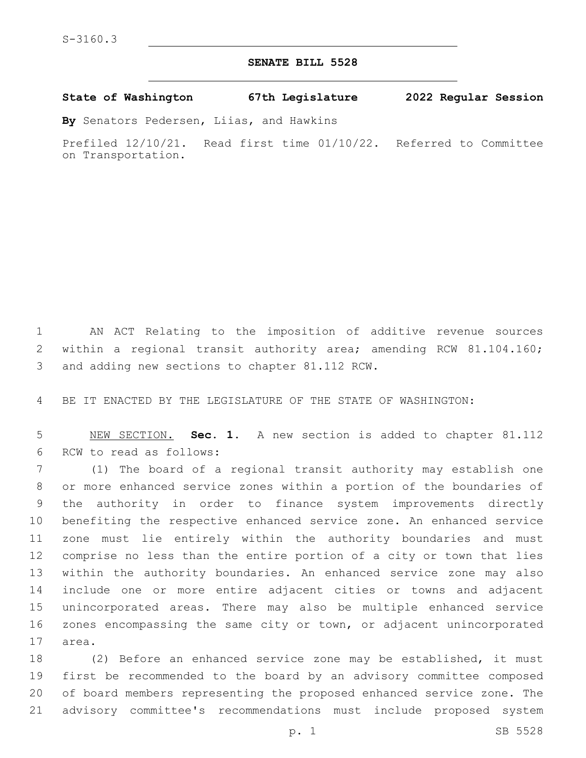S-3160.3

## SENATE BILL 5528

**State of Washington 67th Legislature 2022 Regular Session**

**By** Senators Pedersen, Liias, and Hawkins

Prefiled 12/10/21. Read first time 01/10/22. Referred to Committee on Transportation.

AN ACT Relating to the imposition of additive revenue sources within a regional transit authority area; amending RCW 81.104.160; and adding new sections to chapter 81.112 RCW.

BE IT ENACTED BY THE LEGISLATURE OF THE STATE OF WASHINGTON:

NEW SECTION. **Sec. 1.** A new section is added to chapter 81.112 RCW to read as follows:

(1) The board of a regional transit authority may establish one or more enhanced service zones within a portion of the boundaries of the authority in order to finance system improvements directly benefiting the respective enhanced service zone. An enhanced service zone must lie entirely within the authority boundaries and must comprise no less than the entire portion of a city or town that lies within the authority boundaries. An enhanced service zone may also include one or more entire adjacent cities or towns and adjacent unincorporated areas. There may also be multiple enhanced service zones encompassing the same city or town, or adjacent unincorporated area.

(2) Before an enhanced service zone may be established, it must first be recommended to the board by an advisory committee composed of board members representing the proposed enhanced service zone. The advisory committee's recommendations must include proposed system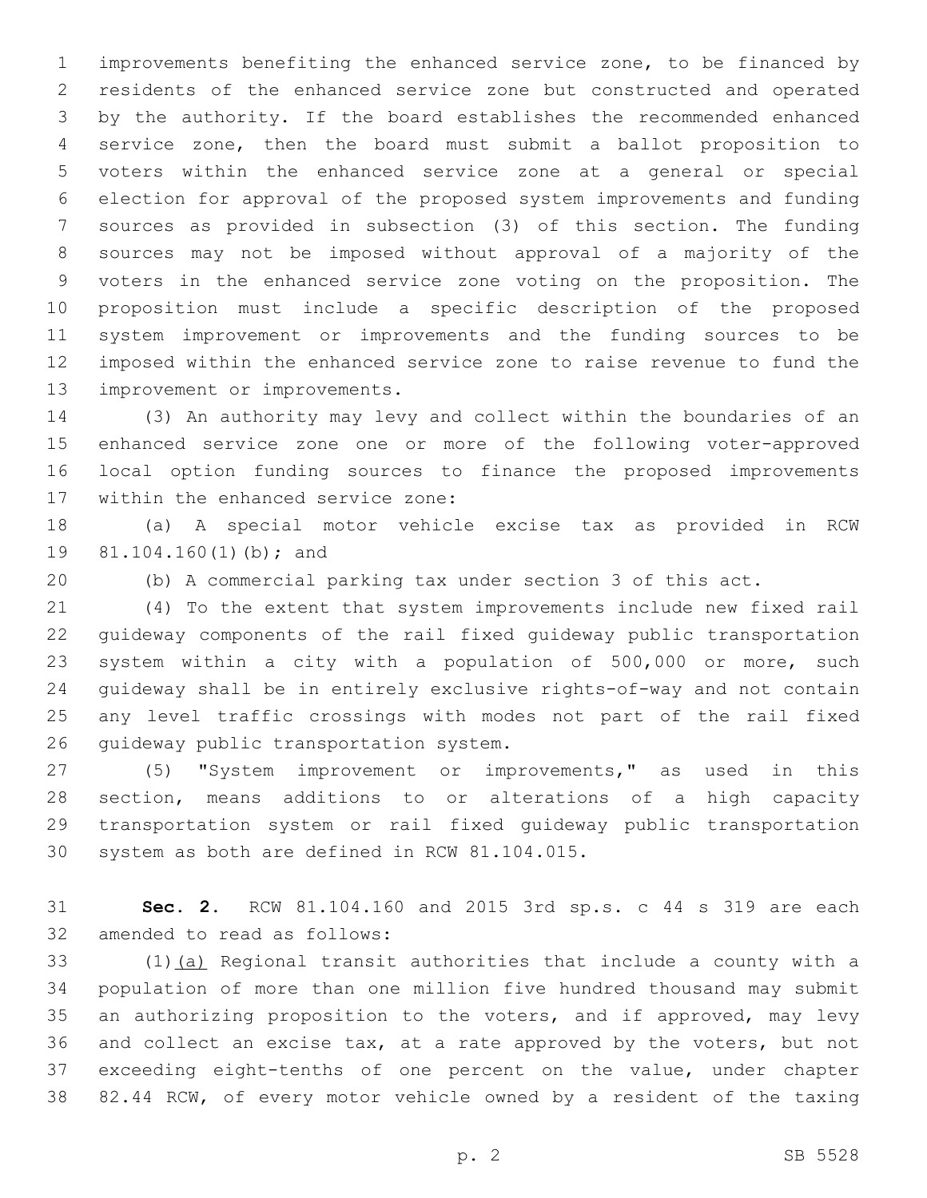improvements benefiting the enhanced service zone, to be financed by residents of the enhanced service zone but constructed and operated by the authority. If the board establishes the recommended enhanced service zone, then the board must submit a ballot proposition to voters within the enhanced service zone at a general or special election for approval of the proposed system improvements and funding sources as provided in subsection (3) of this section. The funding sources may not be imposed without approval of a majority of the voters in the enhanced service zone voting on the proposition. The proposition must include a specific description of the proposed system improvement or improvements and the funding sources to be imposed within the enhanced service zone to raise revenue to fund the improvement or improvements.

(3) An authority may levy and collect within the boundaries of an enhanced service zone one or more of the following voter-approved local option funding sources to finance the proposed improvements within the enhanced service zone:

(a) A special motor vehicle excise tax as provided in RCW 81.104.160(1)(b); and

(b) A commercial parking tax under section 3 of this act.

(4) To the extent that system improvements include new fixed rail guideway components of the rail fixed guideway public transportation system within a city with a population of 500,000 or more, such guideway shall be in entirely exclusive rights-of-way and not contain any level traffic crossings with modes not part of the rail fixed guideway public transportation system.

(5) "System improvement or improvements," as used in this section, means additions to or alterations of a high capacity transportation system or rail fixed guideway public transportation system as both are defined in RCW 81.104.015.

**Sec. 2.** RCW 81.104.160 and 2015 3rd sp.s. c 44 s 319 are each amended to read as follows:

(1)<u>(a)</u> Regional transit authorities that include a county with a population of more than one million five hundred thousand may submit an authorizing proposition to the voters, and if approved, may levy and collect an excise tax, at a rate approved by the voters, but not exceeding eight-tenths of one percent on the value, under chapter 82.44 RCW, of every motor vehicle owned by a resident of the taxing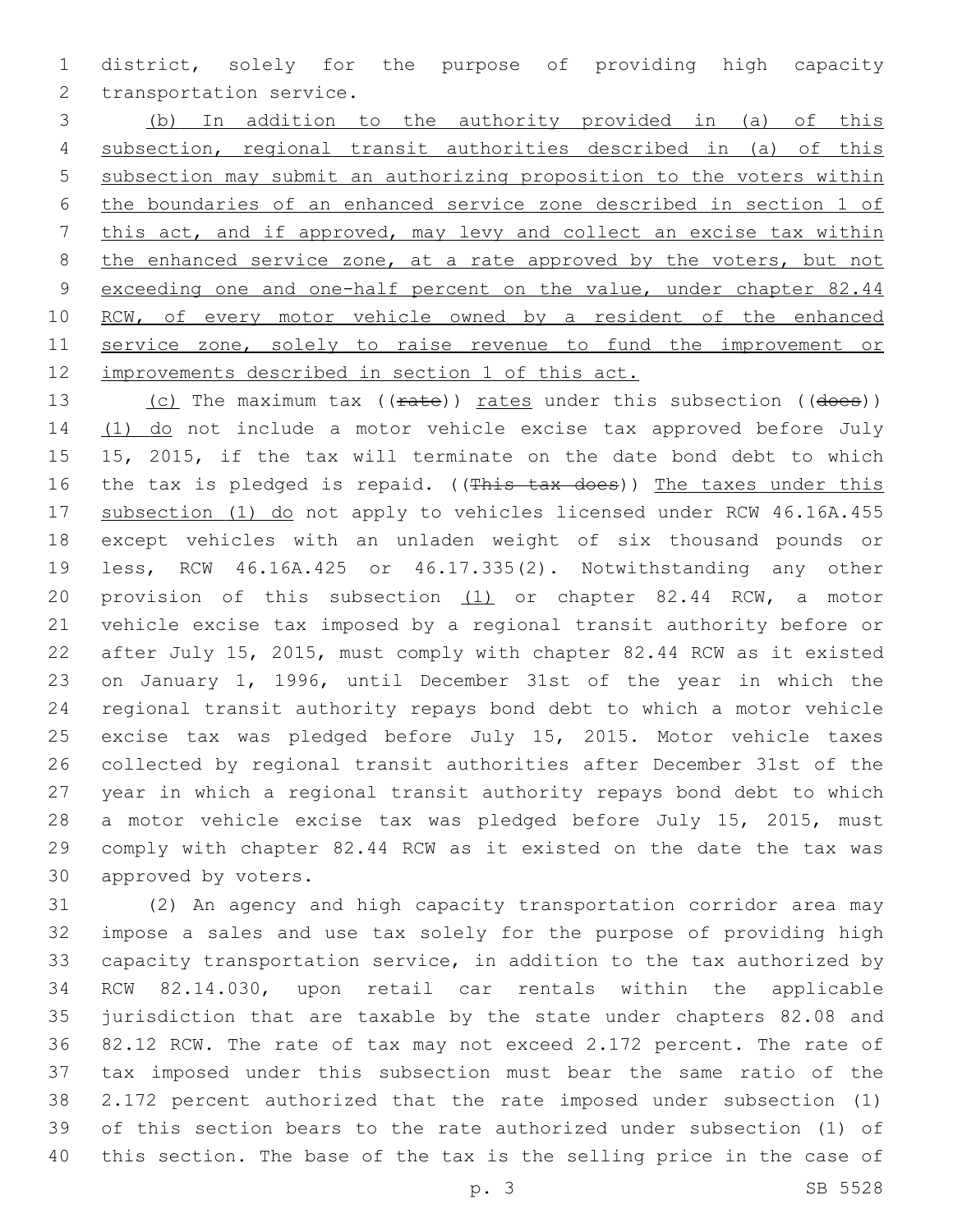district, solely for the purpose of providing high capacity transportation service.

<u>(b) In addition to the authority provided in (a) of this subsection, regional transit authorities described in (a) of this subsection may submit an authorizing proposition to the voters within the boundaries of an enhanced service zone described in section 1 of this act, and if approved, may levy and collect an excise tax within the enhanced service zone, at a rate approved by the voters, but not exceeding one and one-half percent on the value, under chapter 82.44 RCW, of every motor vehicle owned by a resident of the enhanced service zone, solely to raise revenue to fund the improvement or improvements described in section 1 of this act.</u>

<u>(c)</u> The maximum tax ((~~rate~~)) <u>rates</u> under this subsection ((~~does~~)) <u>(1) do</u> not include a motor vehicle excise tax approved before July 15, 2015, if the tax will terminate on the date bond debt to which the tax is pledged is repaid. ((~~This tax does~~)) <u>The taxes under this subsection (1) do</u> not apply to vehicles licensed under RCW 46.16A.455 except vehicles with an unladen weight of six thousand pounds or less, RCW 46.16A.425 or 46.17.335(2). Notwithstanding any other provision of this subsection <u>(1)</u> or chapter 82.44 RCW, a motor vehicle excise tax imposed by a regional transit authority before or after July 15, 2015, must comply with chapter 82.44 RCW as it existed on January 1, 1996, until December 31st of the year in which the regional transit authority repays bond debt to which a motor vehicle excise tax was pledged before July 15, 2015. Motor vehicle taxes collected by regional transit authorities after December 31st of the year in which a regional transit authority repays bond debt to which a motor vehicle excise tax was pledged before July 15, 2015, must comply with chapter 82.44 RCW as it existed on the date the tax was approved by voters.

(2) An agency and high capacity transportation corridor area may impose a sales and use tax solely for the purpose of providing high capacity transportation service, in addition to the tax authorized by RCW 82.14.030, upon retail car rentals within the applicable jurisdiction that are taxable by the state under chapters 82.08 and 82.12 RCW. The rate of tax may not exceed 2.172 percent. The rate of tax imposed under this subsection must bear the same ratio of the 2.172 percent authorized that the rate imposed under subsection (1) of this section bears to the rate authorized under subsection (1) of this section. The base of the tax is the selling price in the case of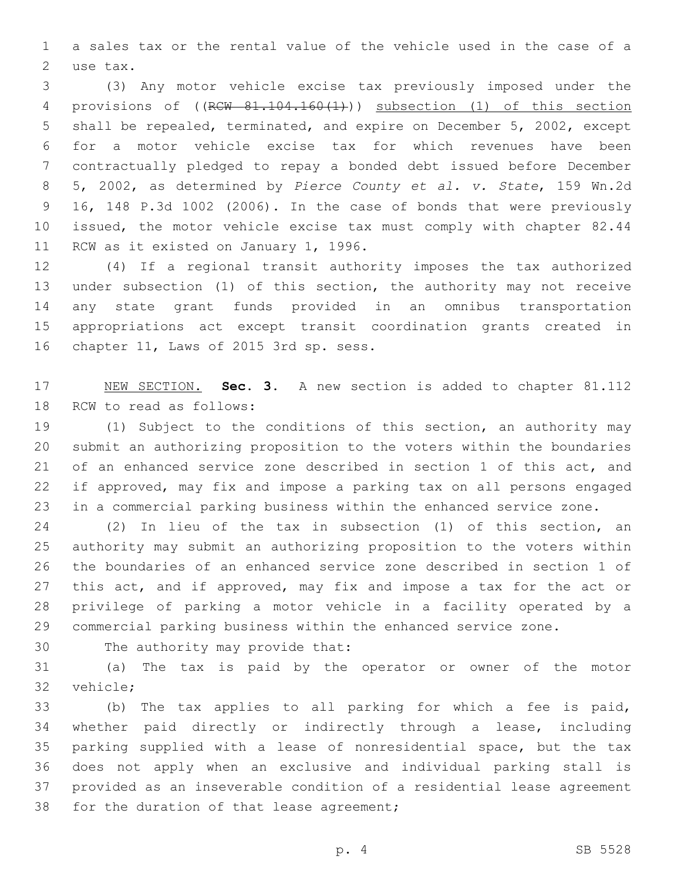a sales tax or the rental value of the vehicle used in the case of a use tax.

(3) Any motor vehicle excise tax previously imposed under the provisions of ((~~RCW 81.104.160(1)~~)) <u>subsection (1) of this section</u> shall be repealed, terminated, and expire on December 5, 2002, except for a motor vehicle excise tax for which revenues have been contractually pledged to repay a bonded debt issued before December 5, 2002, as determined by *Pierce County et al. v. State*, 159 Wn.2d 16, 148 P.3d 1002 (2006). In the case of bonds that were previously issued, the motor vehicle excise tax must comply with chapter 82.44 RCW as it existed on January 1, 1996.

(4) If a regional transit authority imposes the tax authorized under subsection (1) of this section, the authority may not receive any state grant funds provided in an omnibus transportation appropriations act except transit coordination grants created in chapter 11, Laws of 2015 3rd sp. sess.

<u>NEW SECTION.</u> **Sec. 3.** A new section is added to chapter 81.112 RCW to read as follows:

(1) Subject to the conditions of this section, an authority may submit an authorizing proposition to the voters within the boundaries of an enhanced service zone described in section 1 of this act, and if approved, may fix and impose a parking tax on all persons engaged in a commercial parking business within the enhanced service zone.

(2) In lieu of the tax in subsection (1) of this section, an authority may submit an authorizing proposition to the voters within the boundaries of an enhanced service zone described in section 1 of this act, and if approved, may fix and impose a tax for the act or privilege of parking a motor vehicle in a facility operated by a commercial parking business within the enhanced service zone.

The authority may provide that:

(a) The tax is paid by the operator or owner of the motor vehicle;

(b) The tax applies to all parking for which a fee is paid, whether paid directly or indirectly through a lease, including parking supplied with a lease of nonresidential space, but the tax does not apply when an exclusive and individual parking stall is provided as an inseverable condition of a residential lease agreement for the duration of that lease agreement;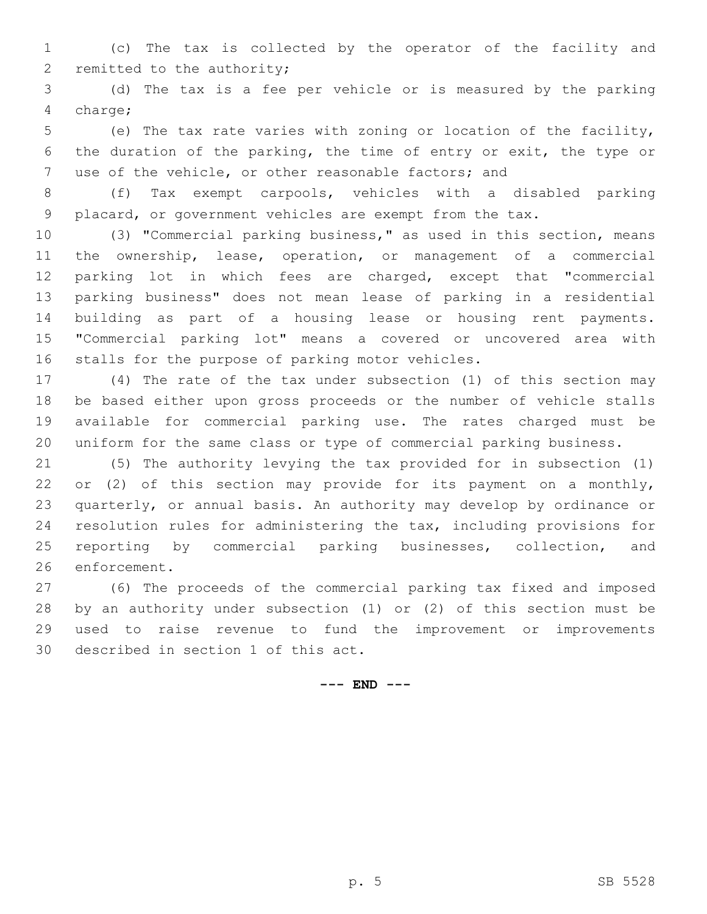(c) The tax is collected by the operator of the facility and remitted to the authority;

(d) The tax is a fee per vehicle or is measured by the parking charge;

(e) The tax rate varies with zoning or location of the facility, the duration of the parking, the time of entry or exit, the type or use of the vehicle, or other reasonable factors; and

(f) Tax exempt carpools, vehicles with a disabled parking placard, or government vehicles are exempt from the tax.

(3) "Commercial parking business," as used in this section, means the ownership, lease, operation, or management of a commercial parking lot in which fees are charged, except that "commercial parking business" does not mean lease of parking in a residential building as part of a housing lease or housing rent payments. "Commercial parking lot" means a covered or uncovered area with stalls for the purpose of parking motor vehicles.

(4) The rate of the tax under subsection (1) of this section may be based either upon gross proceeds or the number of vehicle stalls available for commercial parking use. The rates charged must be uniform for the same class or type of commercial parking business.

(5) The authority levying the tax provided for in subsection (1) or (2) of this section may provide for its payment on a monthly, quarterly, or annual basis. An authority may develop by ordinance or resolution rules for administering the tax, including provisions for reporting by commercial parking businesses, collection, and enforcement.

(6) The proceeds of the commercial parking tax fixed and imposed by an authority under subsection (1) or (2) of this section must be used to raise revenue to fund the improvement or improvements described in section 1 of this act.

**--- END ---**